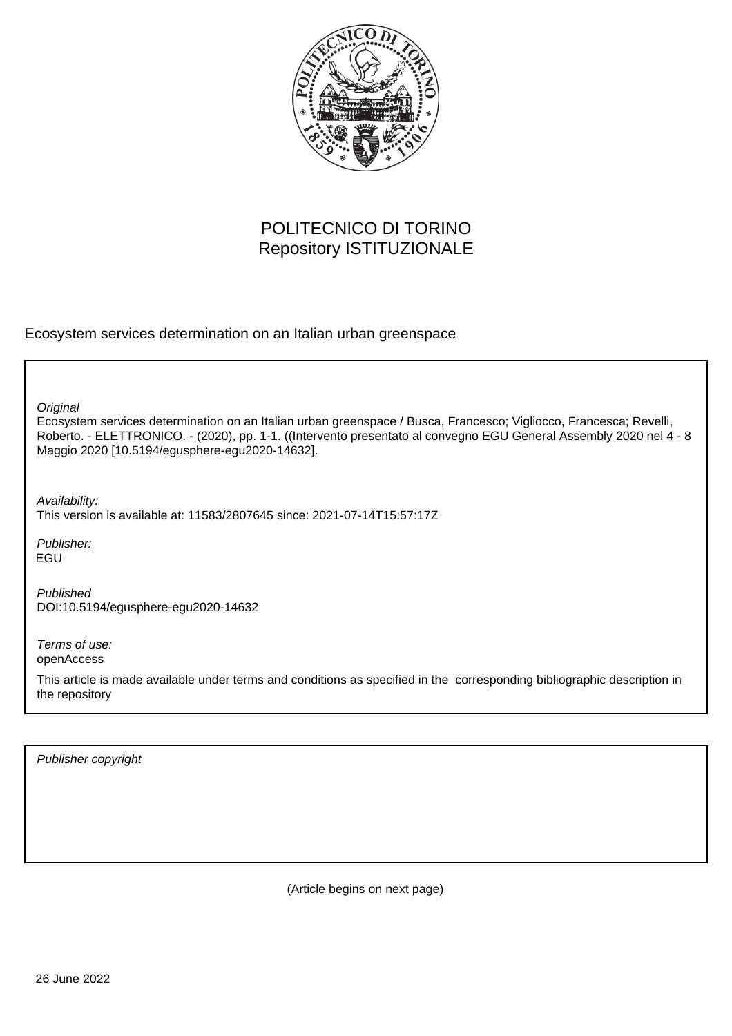POLITECNICO DI TORINO
Repository ISTITUZIONALE

Ecosystem services determination on an Italian urban greenspace

*Original*
Ecosystem services determination on an Italian urban greenspace / Busca, Francesco; Vigliocco, Francesca; Revelli, Roberto. - ELETTRONICO. - (2020), pp. 1-1. ((Intervento presentato al convegno EGU General Assembly 2020 nel 4 - 8 Maggio 2020 [10.5194/egusphere-egu2020-14632].

*Availability:*
This version is available at: 11583/2807645 since: 2021-07-14T15:57:17Z

*Publisher:*
EGU

*Published*
DOI:10.5194/egusphere-egu2020-14632

*Terms of use:*
openAccess

This article is made available under terms and conditions as specified in the corresponding bibliographic description in the repository

*Publisher copyright*

(Article begins on next page)

26 June 2022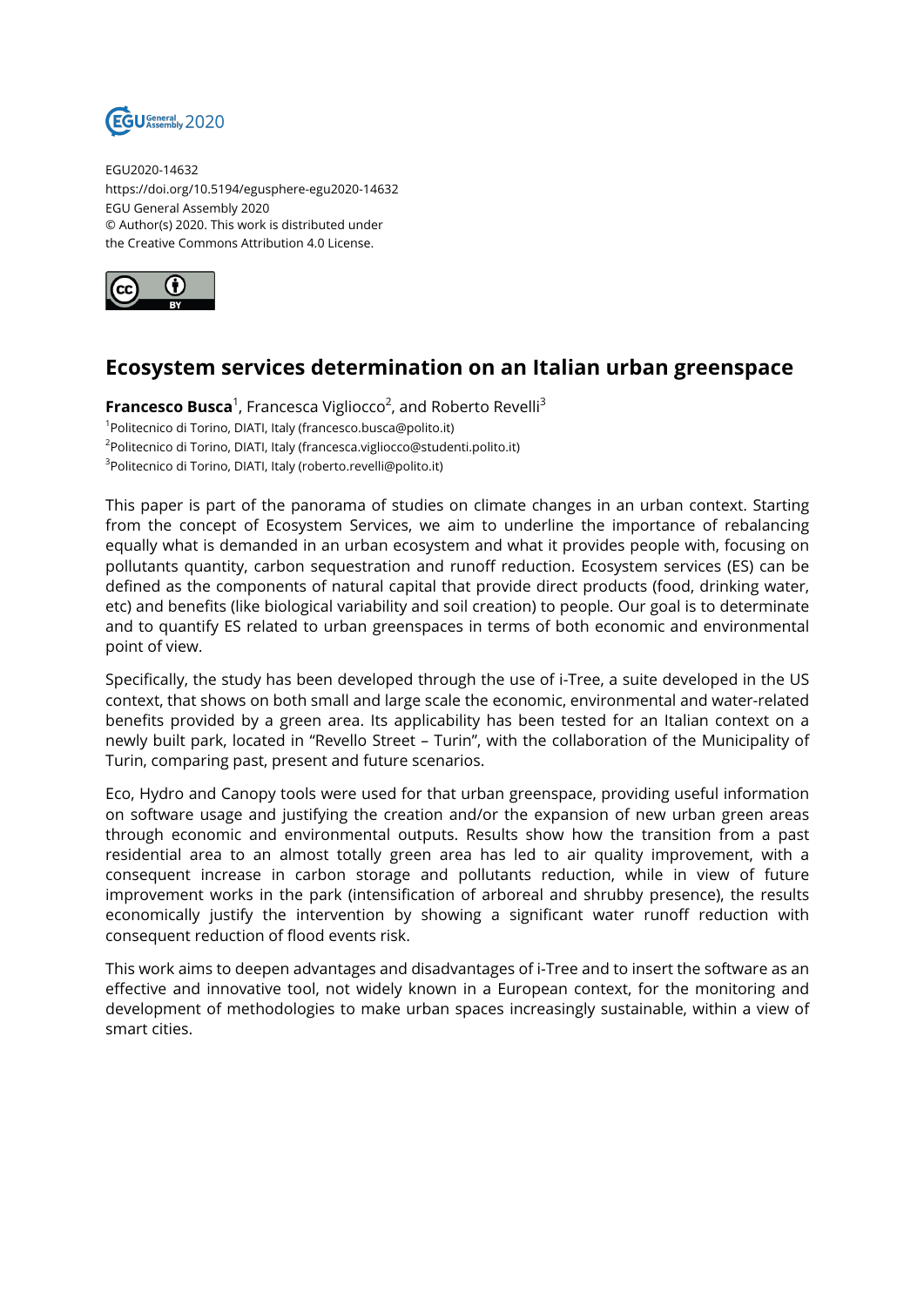EGU2020-14632
https://doi.org/10.5194/egusphere-egu2020-14632
EGU General Assembly 2020
© Author(s) 2020. This work is distributed under
the Creative Commons Attribution 4.0 License.

# Ecosystem services determination on an Italian urban greenspace

**Francesco Busca**[1], Francesca Vigliocco[2], and Roberto Revelli[3]

[1]Politecnico di Torino, DIATI, Italy (francesco.busca@polito.it)
[2]Politecnico di Torino, DIATI, Italy (francesca.vigliocco@studenti.polito.it)
[3]Politecnico di Torino, DIATI, Italy (roberto.revelli@polito.it)

This paper is part of the panorama of studies on climate changes in an urban context. Starting from the concept of Ecosystem Services, we aim to underline the importance of rebalancing equally what is demanded in an urban ecosystem and what it provides people with, focusing on pollutants quantity, carbon sequestration and runoff reduction. Ecosystem services (ES) can be defined as the components of natural capital that provide direct products (food, drinking water, etc) and benefits (like biological variability and soil creation) to people. Our goal is to determinate and to quantify ES related to urban greenspaces in terms of both economic and environmental point of view.

Specifically, the study has been developed through the use of i-Tree, a suite developed in the US context, that shows on both small and large scale the economic, environmental and water-related benefits provided by a green area. Its applicability has been tested for an Italian context on a newly built park, located in "Revello Street – Turin", with the collaboration of the Municipality of Turin, comparing past, present and future scenarios.

Eco, Hydro and Canopy tools were used for that urban greenspace, providing useful information on software usage and justifying the creation and/or the expansion of new urban green areas through economic and environmental outputs. Results show how the transition from a past residential area to an almost totally green area has led to air quality improvement, with a consequent increase in carbon storage and pollutants reduction, while in view of future improvement works in the park (intensification of arboreal and shrubby presence), the results economically justify the intervention by showing a significant water runoff reduction with consequent reduction of flood events risk.

This work aims to deepen advantages and disadvantages of i-Tree and to insert the software as an effective and innovative tool, not widely known in a European context, for the monitoring and development of methodologies to make urban spaces increasingly sustainable, within a view of smart cities.